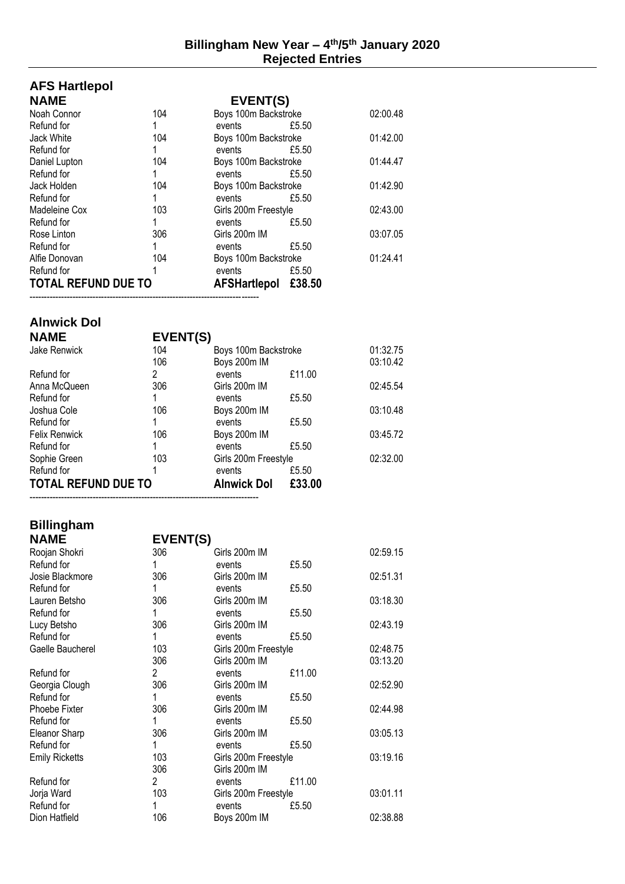# Billingham New Year – 4th/5th January 2020
## Rejected Entries

## AFS Hartlepol

| NAME | | EVENT(S) | | |
|---|---|---|---|---|
| Noah Connor | 104 | Boys 100m Backstroke | | 02:00.48 |
| Refund for | 1 | events | £5.50 | |
| Jack White | 104 | Boys 100m Backstroke | | 01:42.00 |
| Refund for | 1 | events | £5.50 | |
| Daniel Lupton | 104 | Boys 100m Backstroke | | 01:44.47 |
| Refund for | 1 | events | £5.50 | |
| Jack Holden | 104 | Boys 100m Backstroke | | 01:42.90 |
| Refund for | 1 | events | £5.50 | |
| Madeleine Cox | 103 | Girls 200m Freestyle | | 02:43.00 |
| Refund for | 1 | events | £5.50 | |
| Rose Linton | 306 | Girls 200m IM | | 03:07.05 |
| Refund for | 1 | events | £5.50 | |
| Alfie Donovan | 104 | Boys 100m Backstroke | | 01:24.41 |
| Refund for | 1 | events | £5.50 | |
| **TOTAL REFUND DUE TO** | | **AFSHartlepol** | **£38.50** | |

--------------------------------------------------------------------------------

## Alnwick Dol

| NAME | EVENT(S) | | | |
|---|---|---|---|---|
| Jake Renwick | 104 | Boys 100m Backstroke | | 01:32.75 |
| | 106 | Boys 200m IM | | 03:10.42 |
| Refund for | 2 | events | £11.00 | |
| Anna McQueen | 306 | Girls 200m IM | | 02:45.54 |
| Refund for | 1 | events | £5.50 | |
| Joshua Cole | 106 | Boys 200m IM | | 03:10.48 |
| Refund for | 1 | events | £5.50 | |
| Felix Renwick | 106 | Boys 200m IM | | 03:45.72 |
| Refund for | 1 | events | £5.50 | |
| Sophie Green | 103 | Girls 200m Freestyle | | 02:32.00 |
| Refund for | 1 | events | £5.50 | |
| **TOTAL REFUND DUE TO** | | **Alnwick Dol** | **£33.00** | |

--------------------------------------------------------------------------------

## Billingham

| NAME | EVENT(S) | | | |
|---|---|---|---|---|
| Roojan Shokri | 306 | Girls 200m IM | | 02:59.15 |
| Refund for | 1 | events | £5.50 | |
| Josie Blackmore | 306 | Girls 200m IM | | 02:51.31 |
| Refund for | 1 | events | £5.50 | |
| Lauren Betsho | 306 | Girls 200m IM | | 03:18.30 |
| Refund for | 1 | events | £5.50 | |
| Lucy Betsho | 306 | Girls 200m IM | | 02:43.19 |
| Refund for | 1 | events | £5.50 | |
| Gaelle Baucherel | 103 | Girls 200m Freestyle | | 02:48.75 |
| | 306 | Girls 200m IM | | 03:13.20 |
| Refund for | 2 | events | £11.00 | |
| Georgia Clough | 306 | Girls 200m IM | | 02:52.90 |
| Refund for | 1 | events | £5.50 | |
| Phoebe Fixter | 306 | Girls 200m IM | | 02:44.98 |
| Refund for | 1 | events | £5.50 | |
| Eleanor Sharp | 306 | Girls 200m IM | | 03:05.13 |
| Refund for | 1 | events | £5.50 | |
| Emily Ricketts | 103 | Girls 200m Freestyle | | 03:19.16 |
| | 306 | Girls 200m IM | | |
| Refund for | 2 | events | £11.00 | |
| Jorja Ward | 103 | Girls 200m Freestyle | | 03:01.11 |
| Refund for | 1 | events | £5.50 | |
| Dion Hatfield | 106 | Boys 200m IM | | 02:38.88 |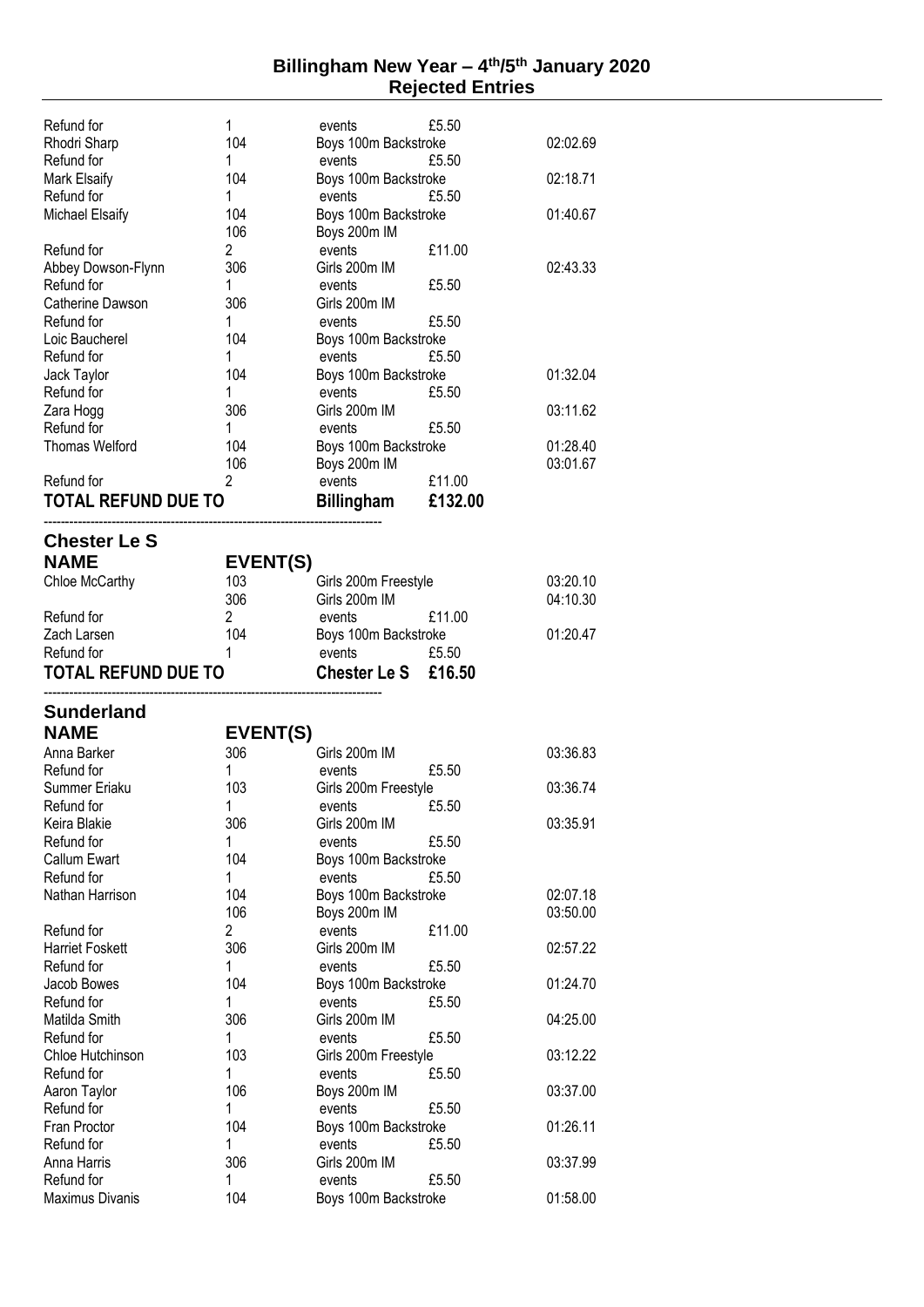# Billingham New Year – 4th/5th January 2020
## Rejected Entries

| | | | | |
|---|---|---|---|---|
| Refund for | 1 | events | £5.50 | |
| Rhodri Sharp | 104 | Boys 100m Backstroke | | 02:02.69 |
| Refund for | 1 | events | £5.50 | |
| Mark Elsaify | 104 | Boys 100m Backstroke | | 02:18.71 |
| Refund for | 1 | events | £5.50 | |
| Michael Elsaify | 104 | Boys 100m Backstroke | | 01:40.67 |
| | 106 | Boys 200m IM | | |
| Refund for | 2 | events | £11.00 | |
| Abbey Dowson-Flynn | 306 | Girls 200m IM | | 02:43.33 |
| Refund for | 1 | events | £5.50 | |
| Catherine Dawson | 306 | Girls 200m IM | | |
| Refund for | 1 | events | £5.50 | |
| Loic Baucherel | 104 | Boys 100m Backstroke | | |
| Refund for | 1 | events | £5.50 | |
| Jack Taylor | 104 | Boys 100m Backstroke | | 01:32.04 |
| Refund for | 1 | events | £5.50 | |
| Zara Hogg | 306 | Girls 200m IM | | 03:11.62 |
| Refund for | 1 | events | £5.50 | |
| Thomas Welford | 104 | Boys 100m Backstroke | | 01:28.40 |
| | 106 | Boys 200m IM | | 03:01.67 |
| Refund for | 2 | events | £11.00 | |
| **TOTAL REFUND DUE TO** | | **Billingham** | **£132.00** | |

---

## Chester Le S

| **NAME** | **EVENT(S)** | | | |
|---|---|---|---|---|
| Chloe McCarthy | 103 | Girls 200m Freestyle | | 03:20.10 |
| | 306 | Girls 200m IM | | 04:10.30 |
| Refund for | 2 | events | £11.00 | |
| Zach Larsen | 104 | Boys 100m Backstroke | | 01:20.47 |
| Refund for | 1 | events | £5.50 | |
| **TOTAL REFUND DUE TO** | | **Chester Le S** | **£16.50** | |

---

## Sunderland

| **NAME** | **EVENT(S)** | | | |
|---|---|---|---|---|
| Anna Barker | 306 | Girls 200m IM | | 03:36.83 |
| Refund for | 1 | events | £5.50 | |
| Summer Eriaku | 103 | Girls 200m Freestyle | | 03:36.74 |
| Refund for | 1 | events | £5.50 | |
| Keira Blakie | 306 | Girls 200m IM | | 03:35.91 |
| Refund for | 1 | events | £5.50 | |
| Callum Ewart | 104 | Boys 100m Backstroke | | |
| Refund for | 1 | events | £5.50 | |
| Nathan Harrison | 104 | Boys 100m Backstroke | | 02:07.18 |
| | 106 | Boys 200m IM | | 03:50.00 |
| Refund for | 2 | events | £11.00 | |
| Harriet Foskett | 306 | Girls 200m IM | | 02:57.22 |
| Refund for | 1 | events | £5.50 | |
| Jacob Bowes | 104 | Boys 100m Backstroke | | 01:24.70 |
| Refund for | 1 | events | £5.50 | |
| Matilda Smith | 306 | Girls 200m IM | | 04:25.00 |
| Refund for | 1 | events | £5.50 | |
| Chloe Hutchinson | 103 | Girls 200m Freestyle | | 03:12.22 |
| Refund for | 1 | events | £5.50 | |
| Aaron Taylor | 106 | Boys 200m IM | | 03:37.00 |
| Refund for | 1 | events | £5.50 | |
| Fran Proctor | 104 | Boys 100m Backstroke | | 01:26.11 |
| Refund for | 1 | events | £5.50 | |
| Anna Harris | 306 | Girls 200m IM | | 03:37.99 |
| Refund for | 1 | events | £5.50 | |
| Maximus Divanis | 104 | Boys 100m Backstroke | | 01:58.00 |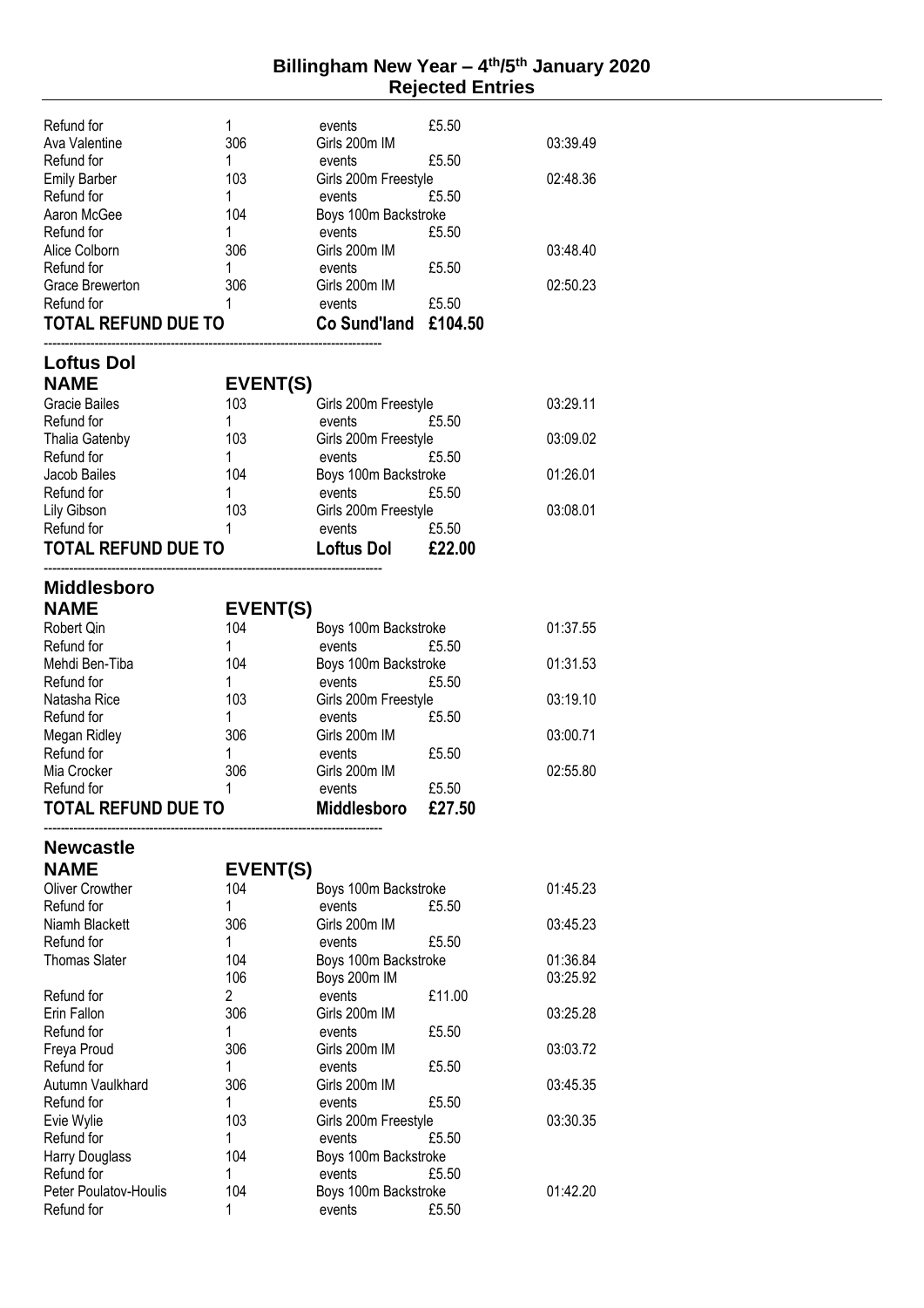# Billingham New Year – 4th/5th January 2020
## Rejected Entries

| | | | | |
|---|---|---|---|---|
| Refund for | 1 | events | £5.50 | |
| Ava Valentine | 306 | Girls 200m IM | | 03:39.49 |
| Refund for | 1 | events | £5.50 | |
| Emily Barber | 103 | Girls 200m Freestyle | | 02:48.36 |
| Refund for | 1 | events | £5.50 | |
| Aaron McGee | 104 | Boys 100m Backstroke | | |
| Refund for | 1 | events | £5.50 | |
| Alice Colborn | 306 | Girls 200m IM | | 03:48.40 |
| Refund for | 1 | events | £5.50 | |
| Grace Brewerton | 306 | Girls 200m IM | | 02:50.23 |
| Refund for | 1 | events | £5.50 | |
| **TOTAL REFUND DUE TO** | | **Co Sund'land** | **£104.50** | |

## Loftus Dol

| NAME | EVENT(S) | | | |
|---|---|---|---|---|
| Gracie Bailes | 103 | Girls 200m Freestyle | | 03:29.11 |
| Refund for | 1 | events | £5.50 | |
| Thalia Gatenby | 103 | Girls 200m Freestyle | | 03:09.02 |
| Refund for | 1 | events | £5.50 | |
| Jacob Bailes | 104 | Boys 100m Backstroke | | 01:26.01 |
| Refund for | 1 | events | £5.50 | |
| Lily Gibson | 103 | Girls 200m Freestyle | | 03:08.01 |
| Refund for | 1 | events | £5.50 | |
| **TOTAL REFUND DUE TO** | | **Loftus Dol** | **£22.00** | |

## Middlesboro

| NAME | EVENT(S) | | | |
|---|---|---|---|---|
| Robert Qin | 104 | Boys 100m Backstroke | | 01:37.55 |
| Refund for | 1 | events | £5.50 | |
| Mehdi Ben-Tiba | 104 | Boys 100m Backstroke | | 01:31.53 |
| Refund for | 1 | events | £5.50 | |
| Natasha Rice | 103 | Girls 200m Freestyle | | 03:19.10 |
| Refund for | 1 | events | £5.50 | |
| Megan Ridley | 306 | Girls 200m IM | | 03:00.71 |
| Refund for | 1 | events | £5.50 | |
| Mia Crocker | 306 | Girls 200m IM | | 02:55.80 |
| Refund for | 1 | events | £5.50 | |
| **TOTAL REFUND DUE TO** | | **Middlesboro** | **£27.50** | |

## Newcastle

| NAME | EVENT(S) | | | |
|---|---|---|---|---|
| Oliver Crowther | 104 | Boys 100m Backstroke | | 01:45.23 |
| Refund for | 1 | events | £5.50 | |
| Niamh Blackett | 306 | Girls 200m IM | | 03:45.23 |
| Refund for | 1 | events | £5.50 | |
| Thomas Slater | 104 | Boys 100m Backstroke | | 01:36.84 |
| | 106 | Boys 200m IM | | 03:25.92 |
| Refund for | 2 | events | £11.00 | |
| Erin Fallon | 306 | Girls 200m IM | | 03:25.28 |
| Refund for | 1 | events | £5.50 | |
| Freya Proud | 306 | Girls 200m IM | | 03:03.72 |
| Refund for | 1 | events | £5.50 | |
| Autumn Vaulkhard | 306 | Girls 200m IM | | 03:45.35 |
| Refund for | 1 | events | £5.50 | |
| Evie Wylie | 103 | Girls 200m Freestyle | | 03:30.35 |
| Refund for | 1 | events | £5.50 | |
| Harry Douglass | 104 | Boys 100m Backstroke | | |
| Refund for | 1 | events | £5.50 | |
| Peter Poulatov-Houlis | 104 | Boys 100m Backstroke | | 01:42.20 |
| Refund for | 1 | events | £5.50 | |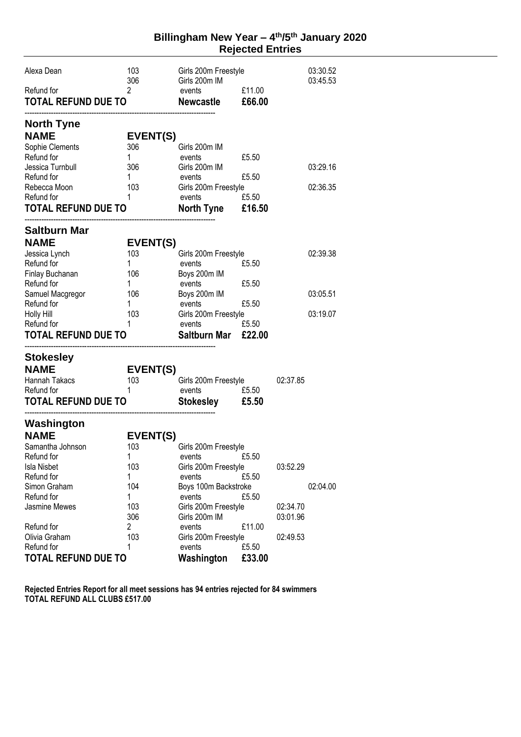# Billingham New Year – 4th/5th January 2020

## Rejected Entries

| | | | | | |
|---|---|---|---|---|---|
| Alexa Dean | 103 | Girls 200m Freestyle | | | 03:30.52 |
| | 306 | Girls 200m IM | | | 03:45.53 |
| Refund for | 2 | events | £11.00 | | |
| **TOTAL REFUND DUE TO** | | **Newcastle** | **£66.00** | | |

---

## North Tyne

| **NAME** | **EVENT(S)** | | | | |
|---|---|---|---|---|---|
| Sophie Clements | 306 | Girls 200m IM | | | |
| Refund for | 1 | events | £5.50 | | |
| Jessica Turnbull | 306 | Girls 200m IM | | | 03:29.16 |
| Refund for | 1 | events | £5.50 | | |
| Rebecca Moon | 103 | Girls 200m Freestyle | | | 02:36.35 |
| Refund for | 1 | events | £5.50 | | |
| **TOTAL REFUND DUE TO** | | **North Tyne** | **£16.50** | | |

---

## Saltburn Mar

| **NAME** | **EVENT(S)** | | | | |
|---|---|---|---|---|---|
| Jessica Lynch | 103 | Girls 200m Freestyle | | | 02:39.38 |
| Refund for | 1 | events | £5.50 | | |
| Finlay Buchanan | 106 | Boys 200m IM | | | |
| Refund for | 1 | events | £5.50 | | |
| Samuel Macgregor | 106 | Boys 200m IM | | | 03:05.51 |
| Refund for | 1 | events | £5.50 | | |
| Holly Hill | 103 | Girls 200m Freestyle | | | 03:19.07 |
| Refund for | 1 | events | £5.50 | | |
| **TOTAL REFUND DUE TO** | | **Saltburn Mar** | **£22.00** | | |

---

## Stokesley

| **NAME** | **EVENT(S)** | | | | |
|---|---|---|---|---|---|
| Hannah Takacs | 103 | Girls 200m Freestyle | | 02:37.85 | |
| Refund for | 1 | events | £5.50 | | |
| **TOTAL REFUND DUE TO** | | **Stokesley** | **£5.50** | | |

---

## Washington

| **NAME** | **EVENT(S)** | | | | |
|---|---|---|---|---|---|
| Samantha Johnson | 103 | Girls 200m Freestyle | | | |
| Refund for | 1 | events | £5.50 | | |
| Isla Nisbet | 103 | Girls 200m Freestyle | | 03:52.29 | |
| Refund for | 1 | events | £5.50 | | |
| Simon Graham | 104 | Boys 100m Backstroke | | | 02:04.00 |
| Refund for | 1 | events | £5.50 | | |
| Jasmine Mewes | 103 | Girls 200m Freestyle | | 02:34.70 | |
| | 306 | Girls 200m IM | | 03:01.96 | |
| Refund for | 2 | events | £11.00 | | |
| Olivia Graham | 103 | Girls 200m Freestyle | | 02:49.53 | |
| Refund for | 1 | events | £5.50 | | |
| **TOTAL REFUND DUE TO** | | **Washington** | **£33.00** | | |

**Rejected Entries Report for all meet sessions has 94 entries rejected for 84 swimmers**
**TOTAL REFUND ALL CLUBS £517.00**